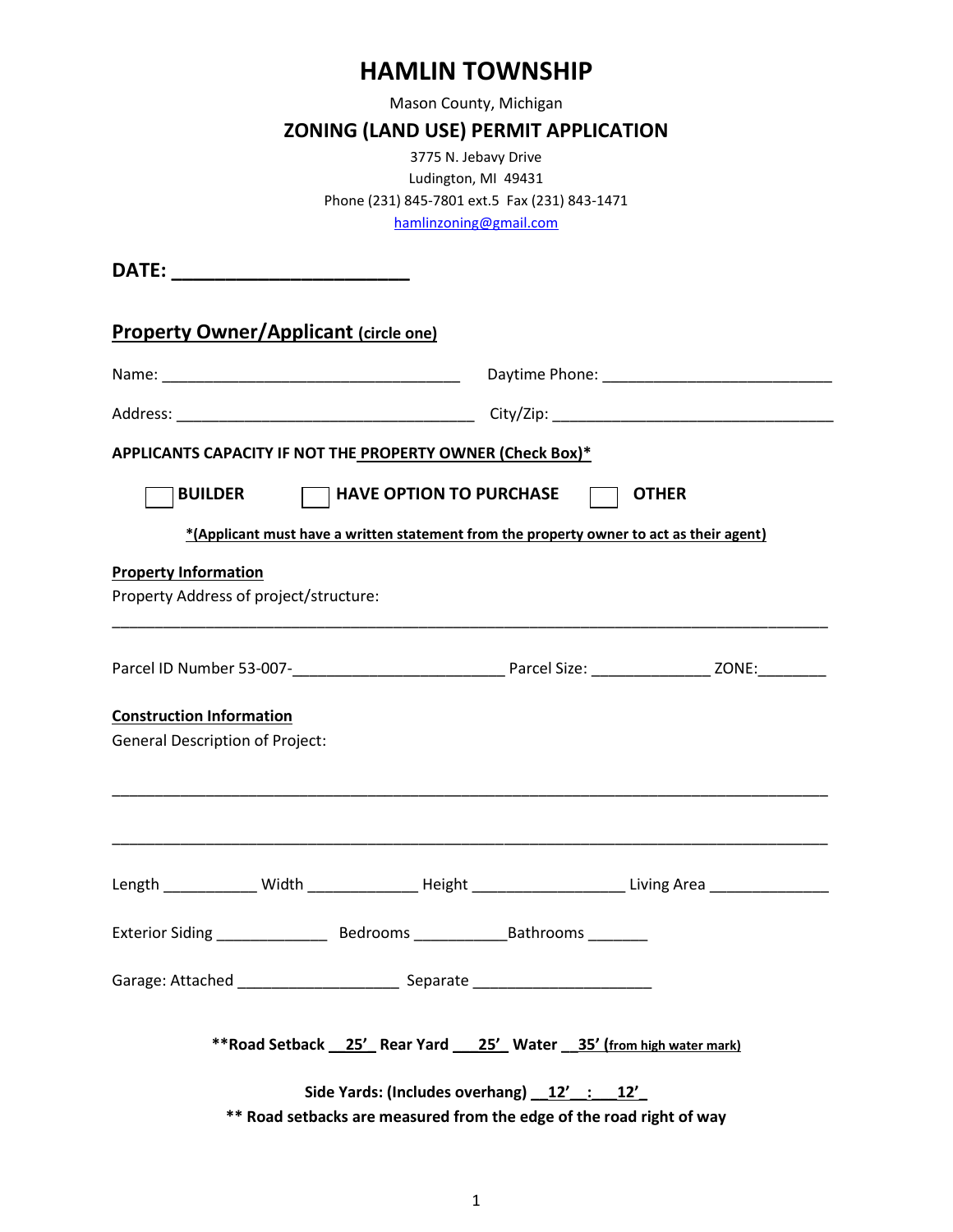# HAMLIN TOWNSHIP

Mason County, Michigan

## ZONING (LAND USE) PERMIT APPLICATION

3775 N. Jebavy Drive
Ludington, MI 49431
Phone (231) 845-7801 ext.5 Fax (231) 843-1471
hamlinzoning@gmail.com

**DATE: ______________________**

**Property Owner/Applicant (circle one)**

Name: ___________________________________ Daytime Phone: ___________________________

Address: ___________________________________ City/Zip: _________________________________

**APPLICANTS CAPACITY IF NOT THE PROPERTY OWNER (Check Box)***

☐ **BUILDER** ☐ **HAVE OPTION TO PURCHASE** ☐ **OTHER**

***(Applicant must have a written statement from the property owner to act as their agent)**

**Property Information**

Property Address of project/structure:

_________________________________________________________________________________

Parcel ID Number 53-007-________________________ Parcel Size: _____________ ZONE:________

**Construction Information**

General Description of Project:

_________________________________________________________________________________

_________________________________________________________________________________

Length ___________ Width _____________ Height _________________ Living Area ______________

Exterior Siding _____________ Bedrooms ___________Bathrooms _______

Garage: Attached ___________________ Separate ____________________

****Road Setback __25'_ Rear Yard ___25'_ Water __35' (from high water mark)**

**Side Yards: (Includes overhang) __12'__:___12'_**

**** Road setbacks are measured from the edge of the road right of way**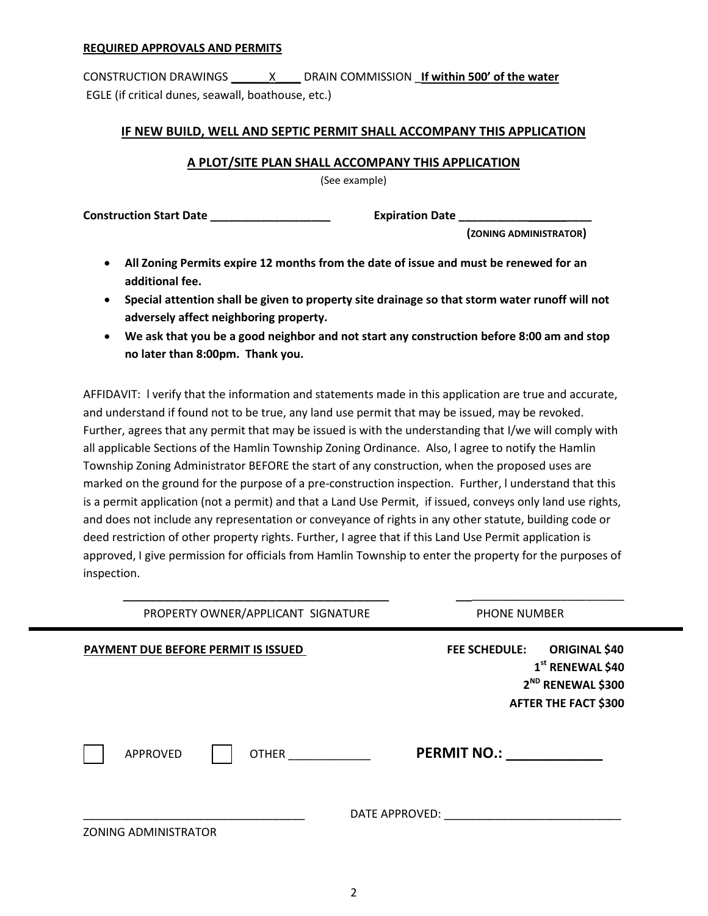**REQUIRED APPROVALS AND PERMITS**

CONSTRUCTION DRAWINGS ______X____ DRAIN COMMISSION _**If within 500' of the water**
EGLE (if critical dunes, seawall, boathouse, etc.)

**IF NEW BUILD, WELL AND SEPTIC PERMIT SHALL ACCOMPANY THIS APPLICATION**

**A PLOT/SITE PLAN SHALL ACCOMPANY THIS APPLICATION**

(See example)

**Construction Start Date ___________________** **Expiration Date _____________________**
**(ZONING ADMINISTRATOR)**

- **All Zoning Permits expire 12 months from the date of issue and must be renewed for an additional fee.**
- **Special attention shall be given to property site drainage so that storm water runoff will not adversely affect neighboring property.**
- **We ask that you be a good neighbor and not start any construction before 8:00 am and stop no later than 8:00pm. Thank you.**

AFFIDAVIT: I verify that the information and statements made in this application are true and accurate, and understand if found not to be true, any land use permit that may be issued, may be revoked. Further, agrees that any permit that may be issued is with the understanding that I/we will comply with all applicable Sections of the Hamlin Township Zoning Ordinance. Also, I agree to notify the Hamlin Township Zoning Administrator BEFORE the start of any construction, when the proposed uses are marked on the ground for the purpose of a pre-construction inspection. Further, I understand that this is a permit application (not a permit) and that a Land Use Permit, if issued, conveys only land use rights, and does not include any representation or conveyance of rights in any other statute, building code or deed restriction of other property rights. Further, I agree that if this Land Use Permit application is approved, I give permission for officials from Hamlin Township to enter the property for the purposes of inspection.

___________________________________________ ___________________________

PROPERTY OWNER/APPLICANT SIGNATURE PHONE NUMBER

---

**PAYMENT DUE BEFORE PERMIT IS ISSUED**

**FEE SCHEDULE: ORIGINAL $40**
**1st RENEWAL $40**
**2ND RENEWAL $300**
**AFTER THE FACT $300**

☐ APPROVED ☐ OTHER _____________ **PERMIT NO.: ____________**

___________________________________ DATE APPROVED: ____________________________

ZONING ADMINISTRATOR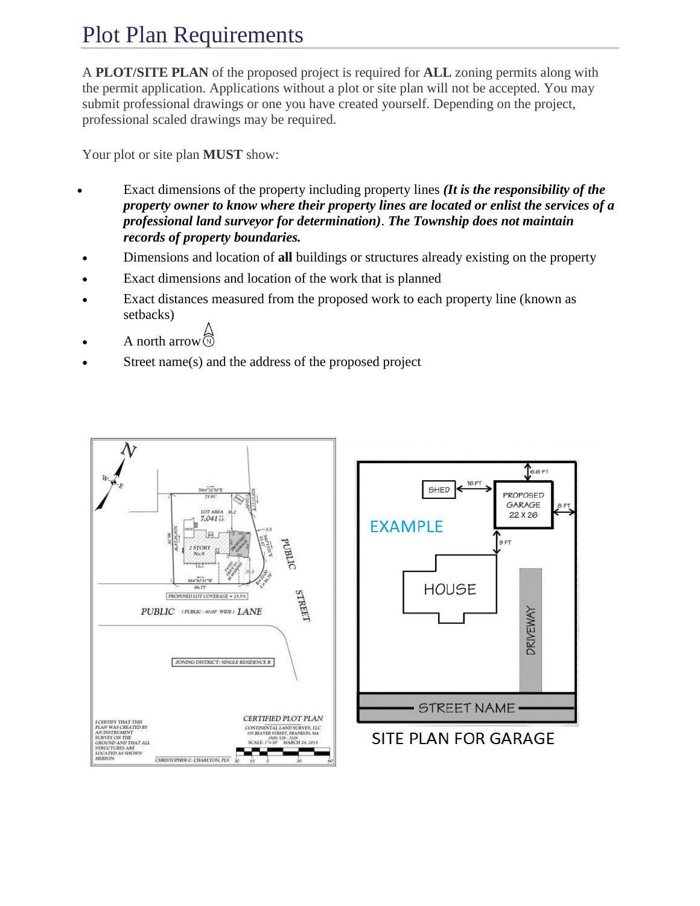# Plot Plan Requirements

A **PLOT/SITE PLAN** of the proposed project is required for **ALL** zoning permits along with the permit application. Applications without a plot or site plan will not be accepted. You may submit professional drawings or one you have created yourself. Depending on the project, professional scaled drawings may be required.

Your plot or site plan **MUST** show:

- Exact dimensions of the property including property lines ***(It is the responsibility of the property owner to know where their property lines are located or enlist the services of a professional land surveyor for determination)*. *The Township does not maintain records of property boundaries.***
- Dimensions and location of **all** buildings or structures already existing on the property
- Exact dimensions and location of the work that is planned
- Exact distances measured from the proposed work to each property line (known as setbacks)
- A north arrow
- Street name(s) and the address of the proposed project

PUBLIC (PUBLIC - 40.00' WIDE) LANE

PUBLIC STREET

LOT AREA 7,041 S.F.

2 STORY No.9

PROPOSED LOT COVERAGE = 25.5%

ZONING DISTRICT: SINGLE RESIDENCE B

I CERTIFY THAT THIS PLAN WAS CREATED BY AN INSTRUMENT SURVEY ON THE GROUND AND THAT ALL STRUCTURES ARE LOCATED AS SHOWN HEREON.

CERTIFIED PLOT PLAN

CONTINENTAL LAND SURVEY, LLC

105 BEAVER STREET, FRANKLIN, MA

(508) 528-2528

SCALE: 1"=30' MARCH 24, 2014

CHRISTOPHER C. CHARLTON, PLS

EXAMPLE

SHED

16 FT

PROPOSED GARAGE 22 X 26

6.6 FT

8 FT

9 FT

HOUSE

DRIVEWAY

STREET NAME

SITE PLAN FOR GARAGE